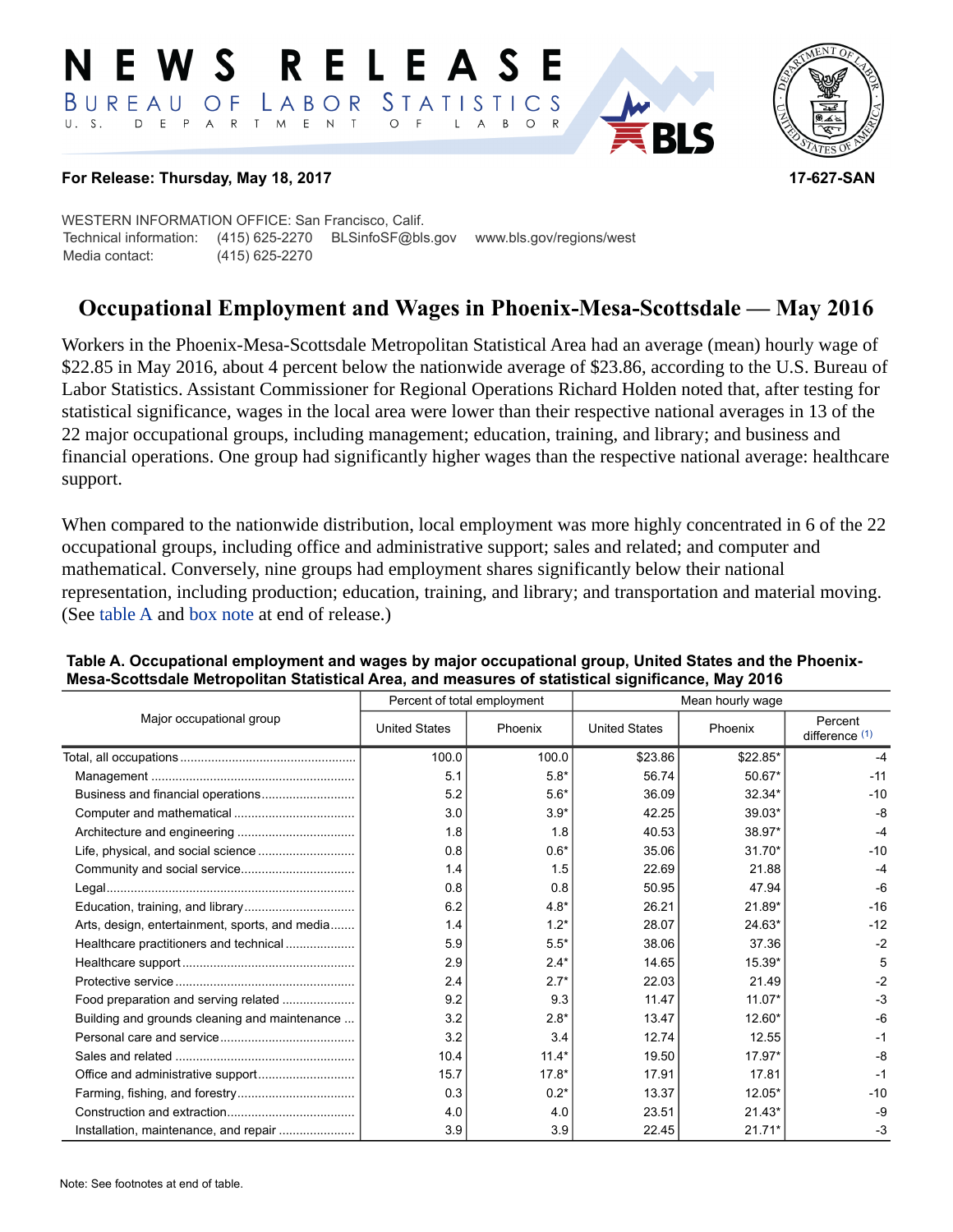# NEWS RELEASE

BUREAU OF LABOR STATISTICS
U. S. DEPARTMENT OF LABOR

**For Release: Thursday, May 18, 2017**

**17-627-SAN**

WESTERN INFORMATION OFFICE: San Francisco, Calif.
Technical information: (415) 625-2270 BLSinfoSF@bls.gov www.bls.gov/regions/west
Media contact: (415) 625-2270

## Occupational Employment and Wages in Phoenix-Mesa-Scottsdale — May 2016

Workers in the Phoenix-Mesa-Scottsdale Metropolitan Statistical Area had an average (mean) hourly wage of $22.85 in May 2016, about 4 percent below the nationwide average of $23.86, according to the U.S. Bureau of Labor Statistics. Assistant Commissioner for Regional Operations Richard Holden noted that, after testing for statistical significance, wages in the local area were lower than their respective national averages in 13 of the 22 major occupational groups, including management; education, training, and library; and business and financial operations. One group had significantly higher wages than the respective national average: healthcare support.

When compared to the nationwide distribution, local employment was more highly concentrated in 6 of the 22 occupational groups, including office and administrative support; sales and related; and computer and mathematical. Conversely, nine groups had employment shares significantly below their national representation, including production; education, training, and library; and transportation and material moving. (See table A and box note at end of release.)

**Table A. Occupational employment and wages by major occupational group, United States and the Phoenix-Mesa-Scottsdale Metropolitan Statistical Area, and measures of statistical significance, May 2016**

| Major occupational group | Percent of total employment | | Mean hourly wage | | |
|---|---|---|---|---|---|
| | United States | Phoenix | United States | Phoenix | Percent difference (1) |
| Total, all occupations | 100.0 | 100.0 | $23.86 | $22.85* | -4 |
| Management | 5.1 | 5.8* | 56.74 | 50.67* | -11 |
| Business and financial operations | 5.2 | 5.6* | 36.09 | 32.34* | -10 |
| Computer and mathematical | 3.0 | 3.9* | 42.25 | 39.03* | -8 |
| Architecture and engineering | 1.8 | 1.8 | 40.53 | 38.97* | -4 |
| Life, physical, and social science | 0.8 | 0.6* | 35.06 | 31.70* | -10 |
| Community and social service | 1.4 | 1.5 | 22.69 | 21.88 | -4 |
| Legal | 0.8 | 0.8 | 50.95 | 47.94 | -6 |
| Education, training, and library | 6.2 | 4.8* | 26.21 | 21.89* | -16 |
| Arts, design, entertainment, sports, and media | 1.4 | 1.2* | 28.07 | 24.63* | -12 |
| Healthcare practitioners and technical | 5.9 | 5.5* | 38.06 | 37.36 | -2 |
| Healthcare support | 2.9 | 2.4* | 14.65 | 15.39* | 5 |
| Protective service | 2.4 | 2.7* | 22.03 | 21.49 | -2 |
| Food preparation and serving related | 9.2 | 9.3 | 11.47 | 11.07* | -3 |
| Building and grounds cleaning and maintenance | 3.2 | 2.8* | 13.47 | 12.60* | -6 |
| Personal care and service | 3.2 | 3.4 | 12.74 | 12.55 | -1 |
| Sales and related | 10.4 | 11.4* | 19.50 | 17.97* | -8 |
| Office and administrative support | 15.7 | 17.8* | 17.91 | 17.81 | -1 |
| Farming, fishing, and forestry | 0.3 | 0.2* | 13.37 | 12.05* | -10 |
| Construction and extraction | 4.0 | 4.0 | 23.51 | 21.43* | -9 |
| Installation, maintenance, and repair | 3.9 | 3.9 | 22.45 | 21.71* | -3 |

Note: See footnotes at end of table.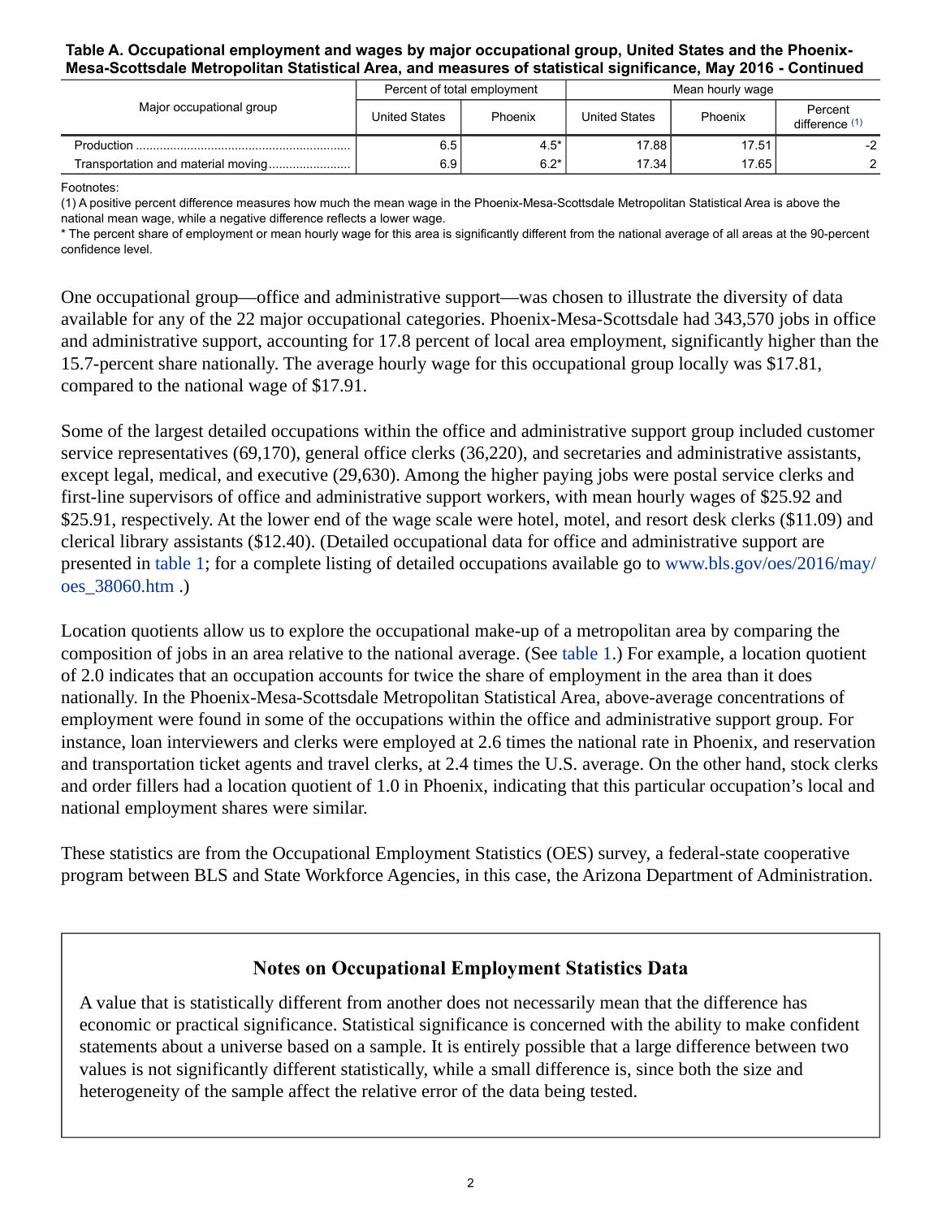**Table A. Occupational employment and wages by major occupational group, United States and the Phoenix-Mesa-Scottsdale Metropolitan Statistical Area, and measures of statistical significance, May 2016 - Continued**

| Major occupational group | Percent of total employment | | Mean hourly wage | | |
|---|---|---|---|---|---|
| | United States | Phoenix | United States | Phoenix | Percent difference (1) |
| Production | 6.5 | 4.5* | 17.88 | 17.51 | -2 |
| Transportation and material moving | 6.9 | 6.2* | 17.34 | 17.65 | 2 |

Footnotes:
(1) A positive percent difference measures how much the mean wage in the Phoenix-Mesa-Scottsdale Metropolitan Statistical Area is above the national mean wage, while a negative difference reflects a lower wage.
* The percent share of employment or mean hourly wage for this area is significantly different from the national average of all areas at the 90-percent confidence level.

One occupational group—office and administrative support—was chosen to illustrate the diversity of data available for any of the 22 major occupational categories. Phoenix-Mesa-Scottsdale had 343,570 jobs in office and administrative support, accounting for 17.8 percent of local area employment, significantly higher than the 15.7-percent share nationally. The average hourly wage for this occupational group locally was $17.81, compared to the national wage of $17.91.

Some of the largest detailed occupations within the office and administrative support group included customer service representatives (69,170), general office clerks (36,220), and secretaries and administrative assistants, except legal, medical, and executive (29,630). Among the higher paying jobs were postal service clerks and first-line supervisors of office and administrative support workers, with mean hourly wages of $25.92 and $25.91, respectively. At the lower end of the wage scale were hotel, motel, and resort desk clerks ($11.09) and clerical library assistants ($12.40). (Detailed occupational data for office and administrative support are presented in table 1; for a complete listing of detailed occupations available go to www.bls.gov/oes/2016/may/oes_38060.htm .)

Location quotients allow us to explore the occupational make-up of a metropolitan area by comparing the composition of jobs in an area relative to the national average. (See table 1.) For example, a location quotient of 2.0 indicates that an occupation accounts for twice the share of employment in the area than it does nationally. In the Phoenix-Mesa-Scottsdale Metropolitan Statistical Area, above-average concentrations of employment were found in some of the occupations within the office and administrative support group. For instance, loan interviewers and clerks were employed at 2.6 times the national rate in Phoenix, and reservation and transportation ticket agents and travel clerks, at 2.4 times the U.S. average. On the other hand, stock clerks and order fillers had a location quotient of 1.0 in Phoenix, indicating that this particular occupation's local and national employment shares were similar.

These statistics are from the Occupational Employment Statistics (OES) survey, a federal-state cooperative program between BLS and State Workforce Agencies, in this case, the Arizona Department of Administration.

## Notes on Occupational Employment Statistics Data

A value that is statistically different from another does not necessarily mean that the difference has economic or practical significance. Statistical significance is concerned with the ability to make confident statements about a universe based on a sample. It is entirely possible that a large difference between two values is not significantly different statistically, while a small difference is, since both the size and heterogeneity of the sample affect the relative error of the data being tested.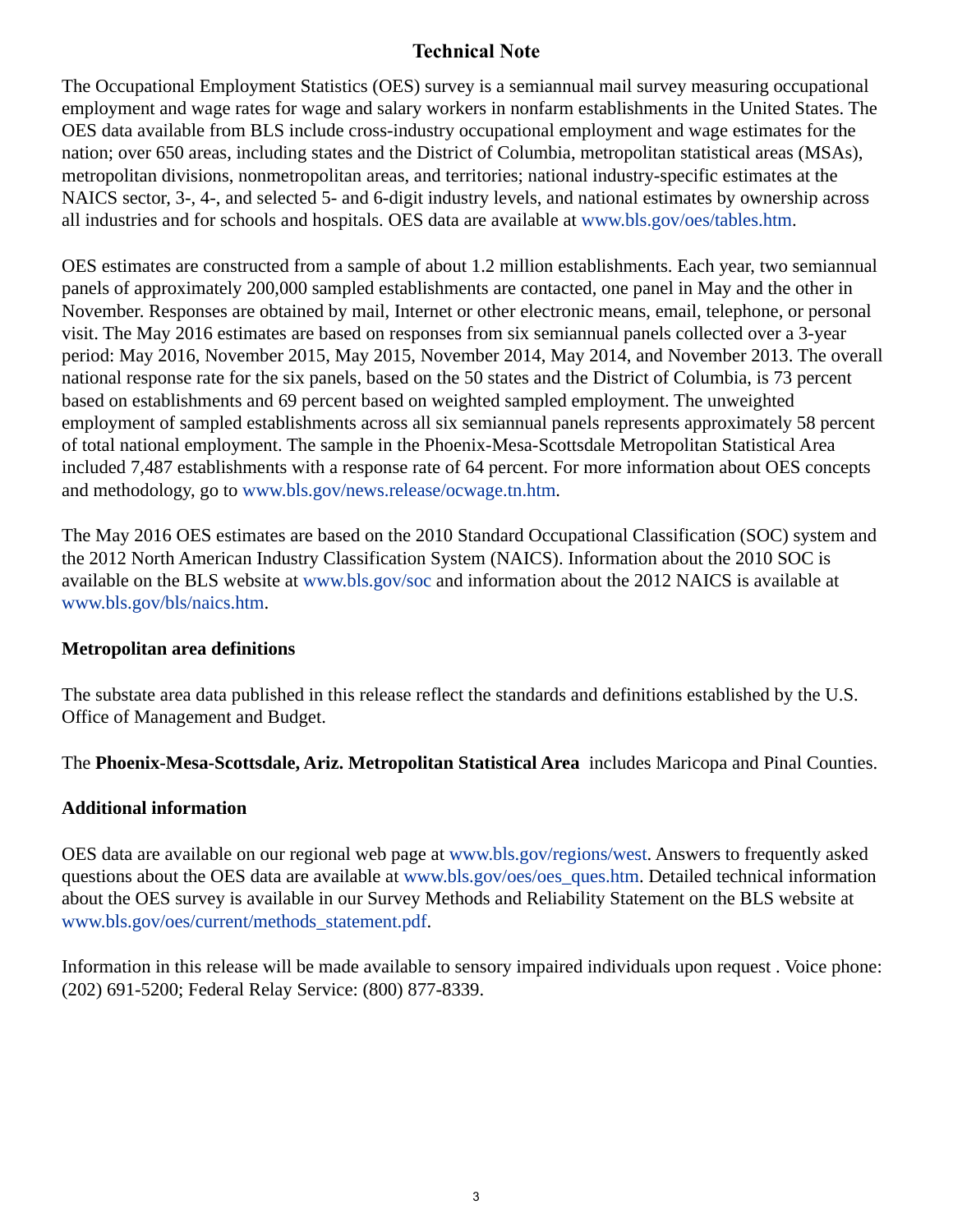# Technical Note

The Occupational Employment Statistics (OES) survey is a semiannual mail survey measuring occupational employment and wage rates for wage and salary workers in nonfarm establishments in the United States. The OES data available from BLS include cross-industry occupational employment and wage estimates for the nation; over 650 areas, including states and the District of Columbia, metropolitan statistical areas (MSAs), metropolitan divisions, nonmetropolitan areas, and territories; national industry-specific estimates at the NAICS sector, 3-, 4-, and selected 5- and 6-digit industry levels, and national estimates by ownership across all industries and for schools and hospitals. OES data are available at www.bls.gov/oes/tables.htm.

OES estimates are constructed from a sample of about 1.2 million establishments. Each year, two semiannual panels of approximately 200,000 sampled establishments are contacted, one panel in May and the other in November. Responses are obtained by mail, Internet or other electronic means, email, telephone, or personal visit. The May 2016 estimates are based on responses from six semiannual panels collected over a 3-year period: May 2016, November 2015, May 2015, November 2014, May 2014, and November 2013. The overall national response rate for the six panels, based on the 50 states and the District of Columbia, is 73 percent based on establishments and 69 percent based on weighted sampled employment. The unweighted employment of sampled establishments across all six semiannual panels represents approximately 58 percent of total national employment. The sample in the Phoenix-Mesa-Scottsdale Metropolitan Statistical Area included 7,487 establishments with a response rate of 64 percent. For more information about OES concepts and methodology, go to www.bls.gov/news.release/ocwage.tn.htm.

The May 2016 OES estimates are based on the 2010 Standard Occupational Classification (SOC) system and the 2012 North American Industry Classification System (NAICS). Information about the 2010 SOC is available on the BLS website at www.bls.gov/soc and information about the 2012 NAICS is available at www.bls.gov/bls/naics.htm.

## Metropolitan area definitions

The substate area data published in this release reflect the standards and definitions established by the U.S. Office of Management and Budget.

The **Phoenix-Mesa-Scottsdale, Ariz. Metropolitan Statistical Area** includes Maricopa and Pinal Counties.

## Additional information

OES data are available on our regional web page at www.bls.gov/regions/west. Answers to frequently asked questions about the OES data are available at www.bls.gov/oes/oes_ques.htm. Detailed technical information about the OES survey is available in our Survey Methods and Reliability Statement on the BLS website at www.bls.gov/oes/current/methods_statement.pdf.

Information in this release will be made available to sensory impaired individuals upon request . Voice phone: (202) 691-5200; Federal Relay Service: (800) 877-8339.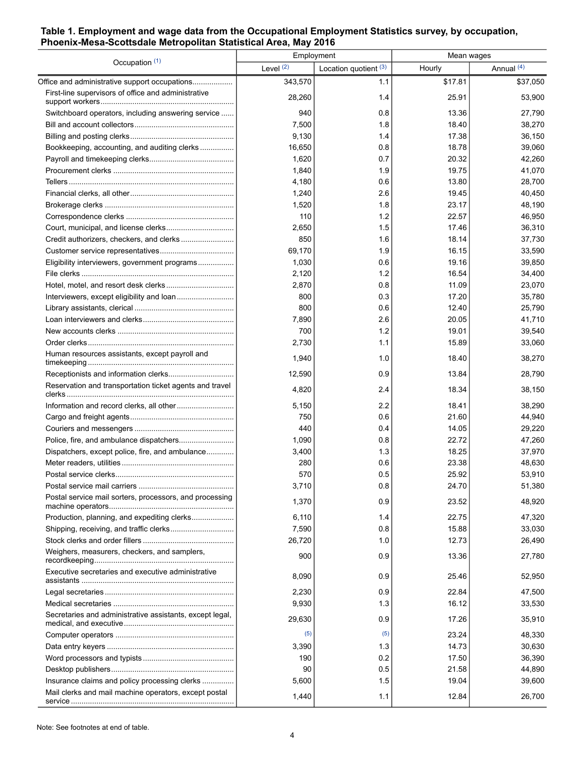**Table 1. Employment and wage data from the Occupational Employment Statistics survey, by occupation, Phoenix-Mesa-Scottsdale Metropolitan Statistical Area, May 2016**

| Occupation [(1)] | Employment | | Mean wages | |
|---|---|---|---|---|
| | Level [(2)] | Location quotient [(3)] | Hourly | Annual [(4)] |
| Office and administrative support occupations | 343,570 | 1.1 | $17.81 | $37,050 |
| First-line supervisors of office and administrative support workers | 28,260 | 1.4 | 25.91 | 53,900 |
| Switchboard operators, including answering service | 940 | 0.8 | 13.36 | 27,790 |
| Bill and account collectors | 7,500 | 1.8 | 18.40 | 38,270 |
| Billing and posting clerks | 9,130 | 1.4 | 17.38 | 36,150 |
| Bookkeeping, accounting, and auditing clerks | 16,650 | 0.8 | 18.78 | 39,060 |
| Payroll and timekeeping clerks | 1,620 | 0.7 | 20.32 | 42,260 |
| Procurement clerks | 1,840 | 1.9 | 19.75 | 41,070 |
| Tellers | 4,180 | 0.6 | 13.80 | 28,700 |
| Financial clerks, all other | 1,240 | 2.6 | 19.45 | 40,450 |
| Brokerage clerks | 1,520 | 1.8 | 23.17 | 48,190 |
| Correspondence clerks | 110 | 1.2 | 22.57 | 46,950 |
| Court, municipal, and license clerks | 2,650 | 1.5 | 17.46 | 36,310 |
| Credit authorizers, checkers, and clerks | 850 | 1.6 | 18.14 | 37,730 |
| Customer service representatives | 69,170 | 1.9 | 16.15 | 33,590 |
| Eligibility interviewers, government programs | 1,030 | 0.6 | 19.16 | 39,850 |
| File clerks | 2,120 | 1.2 | 16.54 | 34,400 |
| Hotel, motel, and resort desk clerks | 2,870 | 0.8 | 11.09 | 23,070 |
| Interviewers, except eligibility and loan | 800 | 0.3 | 17.20 | 35,780 |
| Library assistants, clerical | 800 | 0.6 | 12.40 | 25,790 |
| Loan interviewers and clerks | 7,890 | 2.6 | 20.05 | 41,710 |
| New accounts clerks | 700 | 1.2 | 19.01 | 39,540 |
| Order clerks | 2,730 | 1.1 | 15.89 | 33,060 |
| Human resources assistants, except payroll and timekeeping | 1,940 | 1.0 | 18.40 | 38,270 |
| Receptionists and information clerks | 12,590 | 0.9 | 13.84 | 28,790 |
| Reservation and transportation ticket agents and travel clerks | 4,820 | 2.4 | 18.34 | 38,150 |
| Information and record clerks, all other | 5,150 | 2.2 | 18.41 | 38,290 |
| Cargo and freight agents | 750 | 0.6 | 21.60 | 44,940 |
| Couriers and messengers | 440 | 0.4 | 14.05 | 29,220 |
| Police, fire, and ambulance dispatchers | 1,090 | 0.8 | 22.72 | 47,260 |
| Dispatchers, except police, fire, and ambulance | 3,400 | 1.3 | 18.25 | 37,970 |
| Meter readers, utilities | 280 | 0.6 | 23.38 | 48,630 |
| Postal service clerks | 570 | 0.5 | 25.92 | 53,910 |
| Postal service mail carriers | 3,710 | 0.8 | 24.70 | 51,380 |
| Postal service mail sorters, processors, and processing machine operators | 1,370 | 0.9 | 23.52 | 48,920 |
| Production, planning, and expediting clerks | 6,110 | 1.4 | 22.75 | 47,320 |
| Shipping, receiving, and traffic clerks | 7,590 | 0.8 | 15.88 | 33,030 |
| Stock clerks and order fillers | 26,720 | 1.0 | 12.73 | 26,490 |
| Weighers, measurers, checkers, and samplers, recordkeeping | 900 | 0.9 | 13.36 | 27,780 |
| Executive secretaries and executive administrative assistants | 8,090 | 0.9 | 25.46 | 52,950 |
| Legal secretaries | 2,230 | 0.9 | 22.84 | 47,500 |
| Medical secretaries | 9,930 | 1.3 | 16.12 | 33,530 |
| Secretaries and administrative assistants, except legal, medical, and executive | 29,630 | 0.9 | 17.26 | 35,910 |
| Computer operators | (5) | (5) | 23.24 | 48,330 |
| Data entry keyers | 3,390 | 1.3 | 14.73 | 30,630 |
| Word processors and typists | 190 | 0.2 | 17.50 | 36,390 |
| Desktop publishers | 90 | 0.5 | 21.58 | 44,890 |
| Insurance claims and policy processing clerks | 5,600 | 1.5 | 19.04 | 39,600 |
| Mail clerks and mail machine operators, except postal service | 1,440 | 1.1 | 12.84 | 26,700 |

Note: See footnotes at end of table.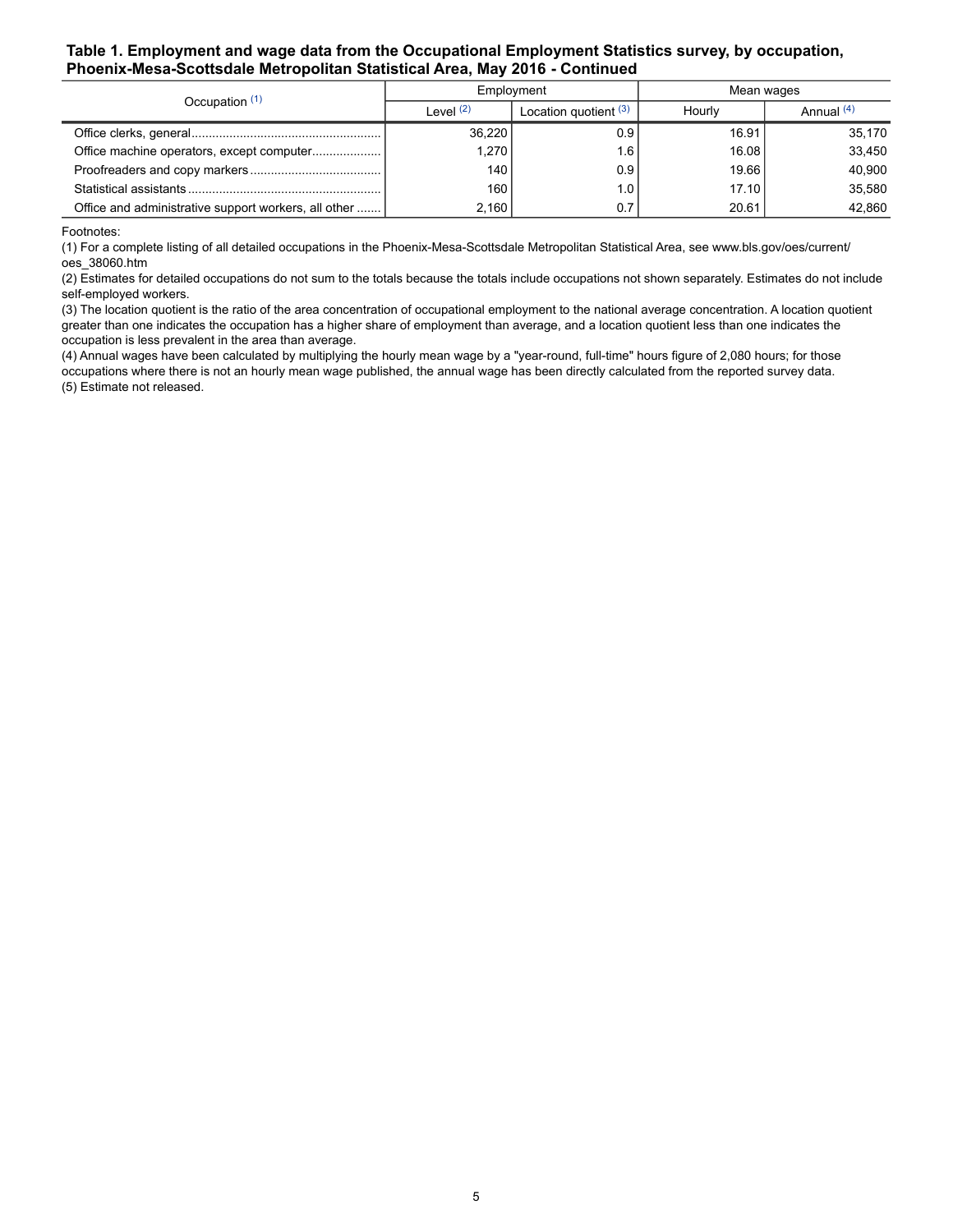**Table 1. Employment and wage data from the Occupational Employment Statistics survey, by occupation, Phoenix-Mesa-Scottsdale Metropolitan Statistical Area, May 2016 - Continued**

| Occupation (1) | Employment | | Mean wages | |
|---|---|---|---|---|
| | Level (2) | Location quotient (3) | Hourly | Annual (4) |
| Office clerks, general | 36,220 | 0.9 | 16.91 | 35,170 |
| Office machine operators, except computer | 1,270 | 1.6 | 16.08 | 33,450 |
| Proofreaders and copy markers | 140 | 0.9 | 19.66 | 40,900 |
| Statistical assistants | 160 | 1.0 | 17.10 | 35,580 |
| Office and administrative support workers, all other | 2,160 | 0.7 | 20.61 | 42,860 |

Footnotes:

(1) For a complete listing of all detailed occupations in the Phoenix-Mesa-Scottsdale Metropolitan Statistical Area, see www.bls.gov/oes/current/oes_38060.htm

(2) Estimates for detailed occupations do not sum to the totals because the totals include occupations not shown separately. Estimates do not include self-employed workers.

(3) The location quotient is the ratio of the area concentration of occupational employment to the national average concentration. A location quotient greater than one indicates the occupation has a higher share of employment than average, and a location quotient less than one indicates the occupation is less prevalent in the area than average.

(4) Annual wages have been calculated by multiplying the hourly mean wage by a "year-round, full-time" hours figure of 2,080 hours; for those occupations where there is not an hourly mean wage published, the annual wage has been directly calculated from the reported survey data.

(5) Estimate not released.